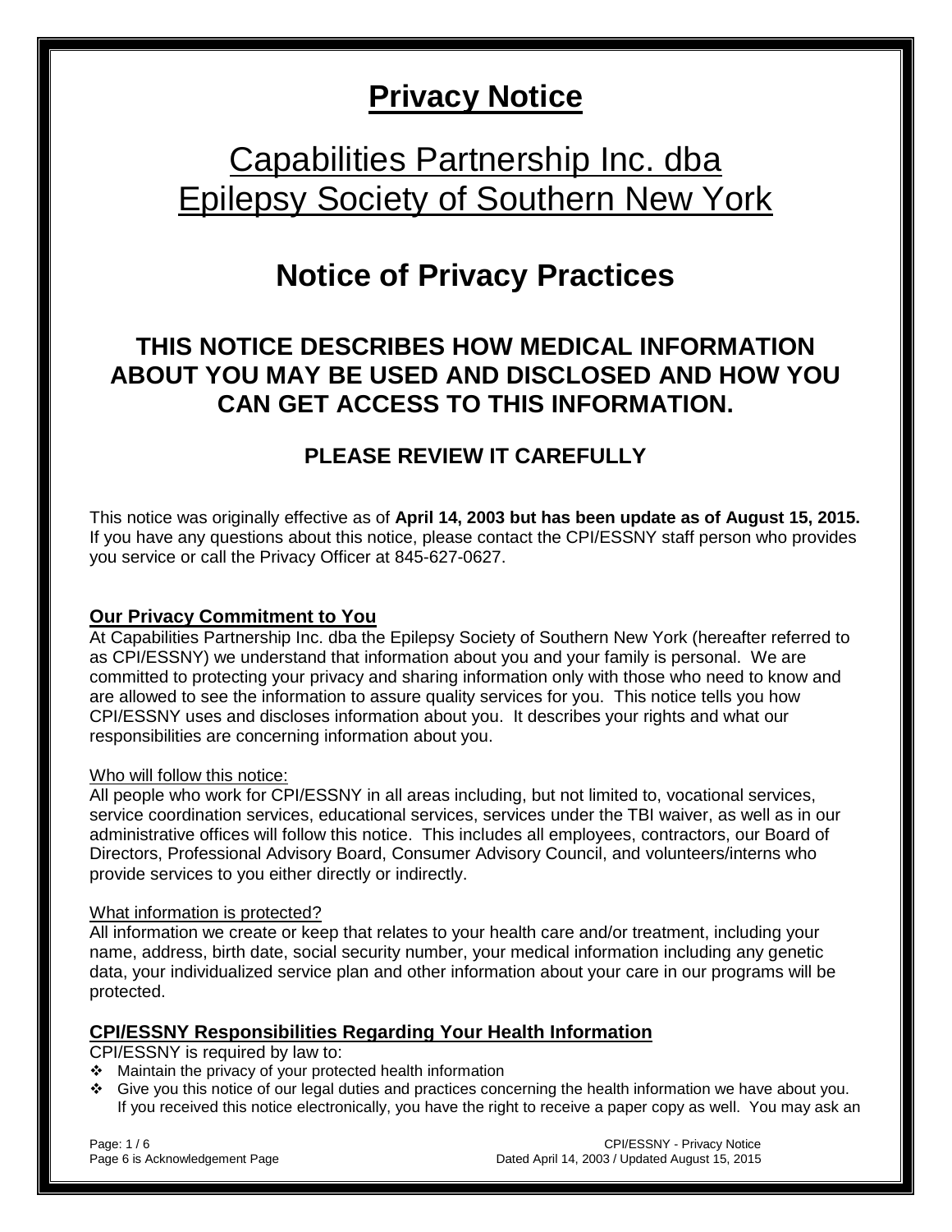# Privacy Notice

## Capabilities Partnership Inc. dba Epilepsy Society of Southern New York

# Notice of Privacy Practices

### THIS NOTICE DESCRIBES HOW MEDICAL INFORMATION ABOUT YOU MAY BE USED AND DISCLOSED AND HOW YOU CAN GET ACCESS TO THIS INFORMATION.

#### PLEASE REVIEW IT CAREFULLY

This notice was originally effective as of **April 14, 2003 but has been update as of August 15, 2015.** If you have any questions about this notice, please contact the CPI/ESSNY staff person who provides you service or call the Privacy Officer at 845-627-0627.

**Our Privacy Commitment to You**

At Capabilities Partnership Inc. dba the Epilepsy Society of Southern New York (hereafter referred to as CPI/ESSNY) we understand that information about you and your family is personal. We are committed to protecting your privacy and sharing information only with those who need to know and are allowed to see the information to assure quality services for you. This notice tells you how CPI/ESSNY uses and discloses information about you. It describes your rights and what our responsibilities are concerning information about you.

Who will follow this notice:

All people who work for CPI/ESSNY in all areas including, but not limited to, vocational services, service coordination services, educational services, services under the TBI waiver, as well as in our administrative offices will follow this notice. This includes all employees, contractors, our Board of Directors, Professional Advisory Board, Consumer Advisory Council, and volunteers/interns who provide services to you either directly or indirectly.

What information is protected?

All information we create or keep that relates to your health care and/or treatment, including your name, address, birth date, social security number, your medical information including any genetic data, your individualized service plan and other information about your care in our programs will be protected.

**CPI/ESSNY Responsibilities Regarding Your Health Information**

CPI/ESSNY is required by law to:

- Maintain the privacy of your protected health information
- Give you this notice of our legal duties and practices concerning the health information we have about you. If you received this notice electronically, you have the right to receive a paper copy as well. You may ask an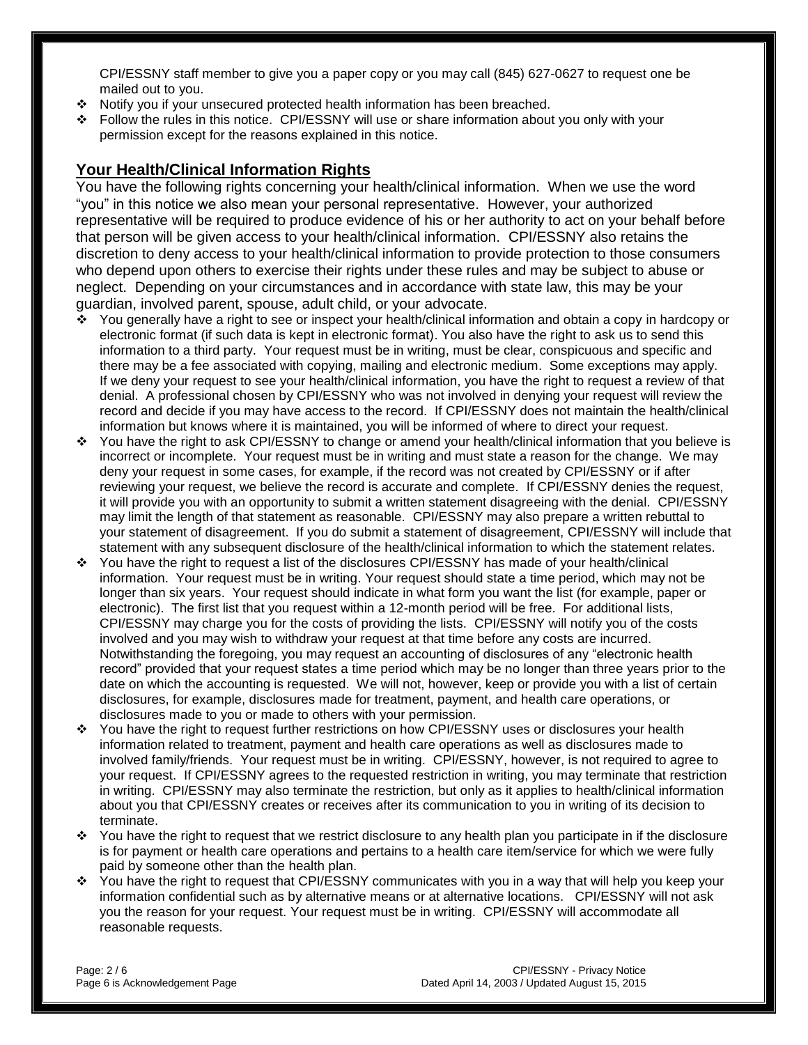CPI/ESSNY staff member to give you a paper copy or you may call (845) 627-0627 to request one be mailed out to you.

- Notify you if your unsecured protected health information has been breached.
- Follow the rules in this notice. CPI/ESSNY will use or share information about you only with your permission except for the reasons explained in this notice.

## Your Health/Clinical Information Rights

You have the following rights concerning your health/clinical information. When we use the word "you" in this notice we also mean your personal representative. However, your authorized representative will be required to produce evidence of his or her authority to act on your behalf before that person will be given access to your health/clinical information. CPI/ESSNY also retains the discretion to deny access to your health/clinical information to provide protection to those consumers who depend upon others to exercise their rights under these rules and may be subject to abuse or neglect. Depending on your circumstances and in accordance with state law, this may be your guardian, involved parent, spouse, adult child, or your advocate.

- You generally have a right to see or inspect your health/clinical information and obtain a copy in hardcopy or electronic format (if such data is kept in electronic format). You also have the right to ask us to send this information to a third party. Your request must be in writing, must be clear, conspicuous and specific and there may be a fee associated with copying, mailing and electronic medium. Some exceptions may apply. If we deny your request to see your health/clinical information, you have the right to request a review of that denial. A professional chosen by CPI/ESSNY who was not involved in denying your request will review the record and decide if you may have access to the record. If CPI/ESSNY does not maintain the health/clinical information but knows where it is maintained, you will be informed of where to direct your request.
- You have the right to ask CPI/ESSNY to change or amend your health/clinical information that you believe is incorrect or incomplete. Your request must be in writing and must state a reason for the change. We may deny your request in some cases, for example, if the record was not created by CPI/ESSNY or if after reviewing your request, we believe the record is accurate and complete. If CPI/ESSNY denies the request, it will provide you with an opportunity to submit a written statement disagreeing with the denial. CPI/ESSNY may limit the length of that statement as reasonable. CPI/ESSNY may also prepare a written rebuttal to your statement of disagreement. If you do submit a statement of disagreement, CPI/ESSNY will include that statement with any subsequent disclosure of the health/clinical information to which the statement relates.
- You have the right to request a list of the disclosures CPI/ESSNY has made of your health/clinical information. Your request must be in writing. Your request should state a time period, which may not be longer than six years. Your request should indicate in what form you want the list (for example, paper or electronic). The first list that you request within a 12-month period will be free. For additional lists, CPI/ESSNY may charge you for the costs of providing the lists. CPI/ESSNY will notify you of the costs involved and you may wish to withdraw your request at that time before any costs are incurred. Notwithstanding the foregoing, you may request an accounting of disclosures of any "electronic health record" provided that your request states a time period which may be no longer than three years prior to the date on which the accounting is requested. We will not, however, keep or provide you with a list of certain disclosures, for example, disclosures made for treatment, payment, and health care operations, or disclosures made to you or made to others with your permission.
- You have the right to request further restrictions on how CPI/ESSNY uses or disclosures your health information related to treatment, payment and health care operations as well as disclosures made to involved family/friends. Your request must be in writing. CPI/ESSNY, however, is not required to agree to your request. If CPI/ESSNY agrees to the requested restriction in writing, you may terminate that restriction in writing. CPI/ESSNY may also terminate the restriction, but only as it applies to health/clinical information about you that CPI/ESSNY creates or receives after its communication to you in writing of its decision to terminate.
- You have the right to request that we restrict disclosure to any health plan you participate in if the disclosure is for payment or health care operations and pertains to a health care item/service for which we were fully paid by someone other than the health plan.
- You have the right to request that CPI/ESSNY communicates with you in a way that will help you keep your information confidential such as by alternative means or at alternative locations. CPI/ESSNY will not ask you the reason for your request. Your request must be in writing. CPI/ESSNY will accommodate all reasonable requests.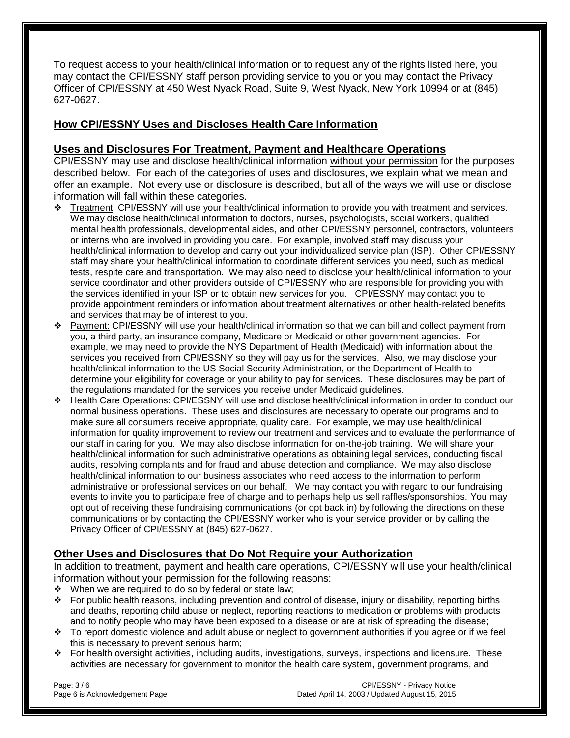To request access to your health/clinical information or to request any of the rights listed here, you may contact the CPI/ESSNY staff person providing service to you or you may contact the Privacy Officer of CPI/ESSNY at 450 West Nyack Road, Suite 9, West Nyack, New York 10994 or at (845) 627-0627.

## How CPI/ESSNY Uses and Discloses Health Care Information

### Uses and Disclosures For Treatment, Payment and Healthcare Operations

CPI/ESSNY may use and disclose health/clinical information without your permission for the purposes described below. For each of the categories of uses and disclosures, we explain what we mean and offer an example. Not every use or disclosure is described, but all of the ways we will use or disclose information will fall within these categories.

- Treatment: CPI/ESSNY will use your health/clinical information to provide you with treatment and services. We may disclose health/clinical information to doctors, nurses, psychologists, social workers, qualified mental health professionals, developmental aides, and other CPI/ESSNY personnel, contractors, volunteers or interns who are involved in providing you care. For example, involved staff may discuss your health/clinical information to develop and carry out your individualized service plan (ISP). Other CPI/ESSNY staff may share your health/clinical information to coordinate different services you need, such as medical tests, respite care and transportation. We may also need to disclose your health/clinical information to your service coordinator and other providers outside of CPI/ESSNY who are responsible for providing you with the services identified in your ISP or to obtain new services for you. CPI/ESSNY may contact you to provide appointment reminders or information about treatment alternatives or other health-related benefits and services that may be of interest to you.
- Payment: CPI/ESSNY will use your health/clinical information so that we can bill and collect payment from you, a third party, an insurance company, Medicare or Medicaid or other government agencies. For example, we may need to provide the NYS Department of Health (Medicaid) with information about the services you received from CPI/ESSNY so they will pay us for the services. Also, we may disclose your health/clinical information to the US Social Security Administration, or the Department of Health to determine your eligibility for coverage or your ability to pay for services. These disclosures may be part of the regulations mandated for the services you receive under Medicaid guidelines.
- Health Care Operations: CPI/ESSNY will use and disclose health/clinical information in order to conduct our normal business operations. These uses and disclosures are necessary to operate our programs and to make sure all consumers receive appropriate, quality care. For example, we may use health/clinical information for quality improvement to review our treatment and services and to evaluate the performance of our staff in caring for you. We may also disclose information for on-the-job training. We will share your health/clinical information for such administrative operations as obtaining legal services, conducting fiscal audits, resolving complaints and for fraud and abuse detection and compliance. We may also disclose health/clinical information to our business associates who need access to the information to perform administrative or professional services on our behalf. We may contact you with regard to our fundraising events to invite you to participate free of charge and to perhaps help us sell raffles/sponsorships. You may opt out of receiving these fundraising communications (or opt back in) by following the directions on these communications or by contacting the CPI/ESSNY worker who is your service provider or by calling the Privacy Officer of CPI/ESSNY at (845) 627-0627.

### Other Uses and Disclosures that Do Not Require your Authorization

In addition to treatment, payment and health care operations, CPI/ESSNY will use your health/clinical information without your permission for the following reasons:

- When we are required to do so by federal or state law;
- For public health reasons, including prevention and control of disease, injury or disability, reporting births and deaths, reporting child abuse or neglect, reporting reactions to medication or problems with products and to notify people who may have been exposed to a disease or are at risk of spreading the disease;
- To report domestic violence and adult abuse or neglect to government authorities if you agree or if we feel this is necessary to prevent serious harm;
- For health oversight activities, including audits, investigations, surveys, inspections and licensure. These activities are necessary for government to monitor the health care system, government programs, and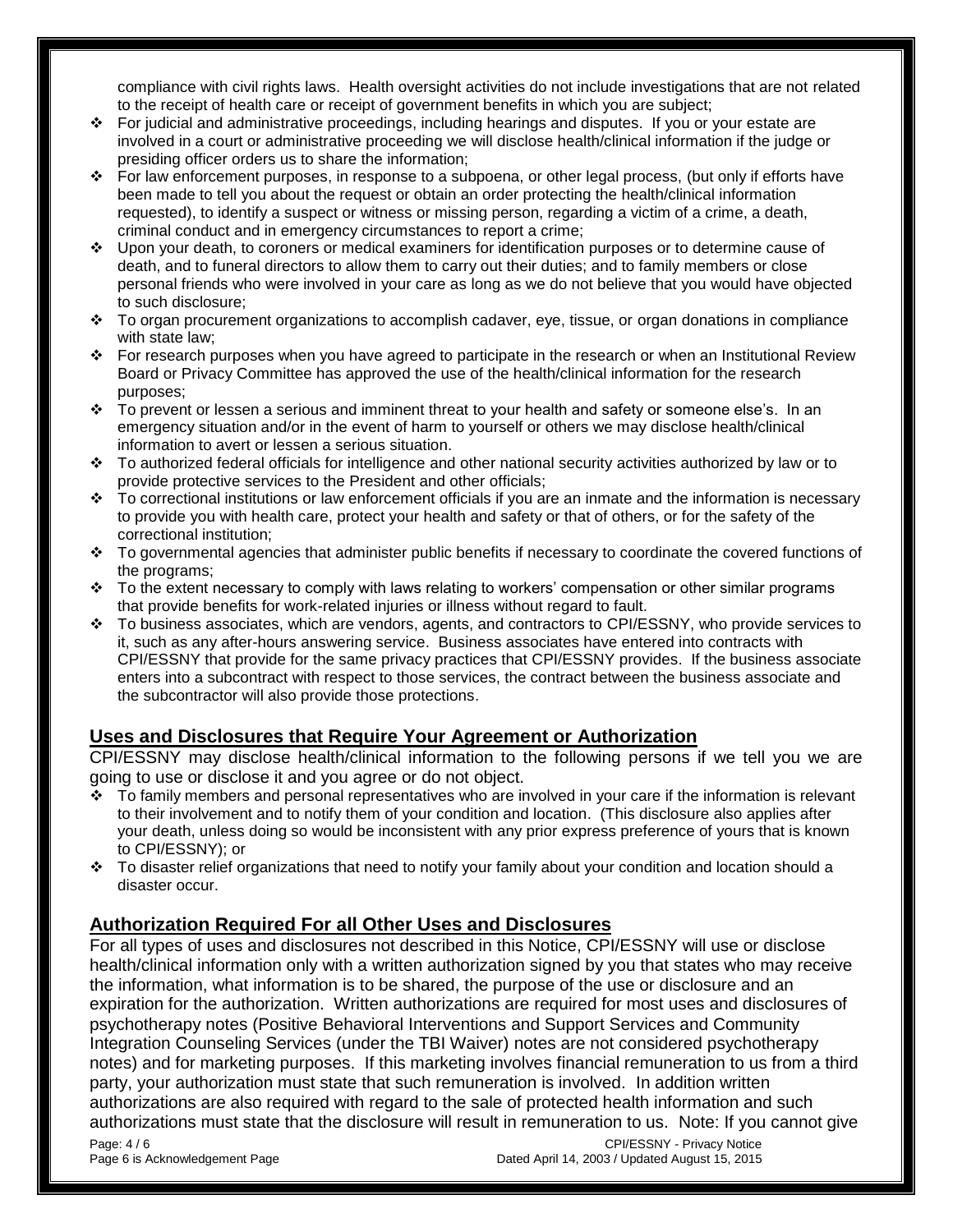compliance with civil rights laws. Health oversight activities do not include investigations that are not related to the receipt of health care or receipt of government benefits in which you are subject;

- For judicial and administrative proceedings, including hearings and disputes. If you or your estate are involved in a court or administrative proceeding we will disclose health/clinical information if the judge or presiding officer orders us to share the information;
- For law enforcement purposes, in response to a subpoena, or other legal process, (but only if efforts have been made to tell you about the request or obtain an order protecting the health/clinical information requested), to identify a suspect or witness or missing person, regarding a victim of a crime, a death, criminal conduct and in emergency circumstances to report a crime;
- Upon your death, to coroners or medical examiners for identification purposes or to determine cause of death, and to funeral directors to allow them to carry out their duties; and to family members or close personal friends who were involved in your care as long as we do not believe that you would have objected to such disclosure;
- To organ procurement organizations to accomplish cadaver, eye, tissue, or organ donations in compliance with state law;
- For research purposes when you have agreed to participate in the research or when an Institutional Review Board or Privacy Committee has approved the use of the health/clinical information for the research purposes;
- To prevent or lessen a serious and imminent threat to your health and safety or someone else's. In an emergency situation and/or in the event of harm to yourself or others we may disclose health/clinical information to avert or lessen a serious situation.
- To authorized federal officials for intelligence and other national security activities authorized by law or to provide protective services to the President and other officials;
- To correctional institutions or law enforcement officials if you are an inmate and the information is necessary to provide you with health care, protect your health and safety or that of others, or for the safety of the correctional institution;
- To governmental agencies that administer public benefits if necessary to coordinate the covered functions of the programs;
- To the extent necessary to comply with laws relating to workers' compensation or other similar programs that provide benefits for work-related injuries or illness without regard to fault.
- To business associates, which are vendors, agents, and contractors to CPI/ESSNY, who provide services to it, such as any after-hours answering service. Business associates have entered into contracts with CPI/ESSNY that provide for the same privacy practices that CPI/ESSNY provides. If the business associate enters into a subcontract with respect to those services, the contract between the business associate and the subcontractor will also provide those protections.

## Uses and Disclosures that Require Your Agreement or Authorization

CPI/ESSNY may disclose health/clinical information to the following persons if we tell you we are going to use or disclose it and you agree or do not object.

- To family members and personal representatives who are involved in your care if the information is relevant to their involvement and to notify them of your condition and location. (This disclosure also applies after your death, unless doing so would be inconsistent with any prior express preference of yours that is known to CPI/ESSNY); or
- To disaster relief organizations that need to notify your family about your condition and location should a disaster occur.

## Authorization Required For all Other Uses and Disclosures

For all types of uses and disclosures not described in this Notice, CPI/ESSNY will use or disclose health/clinical information only with a written authorization signed by you that states who may receive the information, what information is to be shared, the purpose of the use or disclosure and an expiration for the authorization. Written authorizations are required for most uses and disclosures of psychotherapy notes (Positive Behavioral Interventions and Support Services and Community Integration Counseling Services (under the TBI Waiver) notes are not considered psychotherapy notes) and for marketing purposes. If this marketing involves financial remuneration to us from a third party, your authorization must state that such remuneration is involved. In addition written authorizations are also required with regard to the sale of protected health information and such authorizations must state that the disclosure will result in remuneration to us. Note: If you cannot give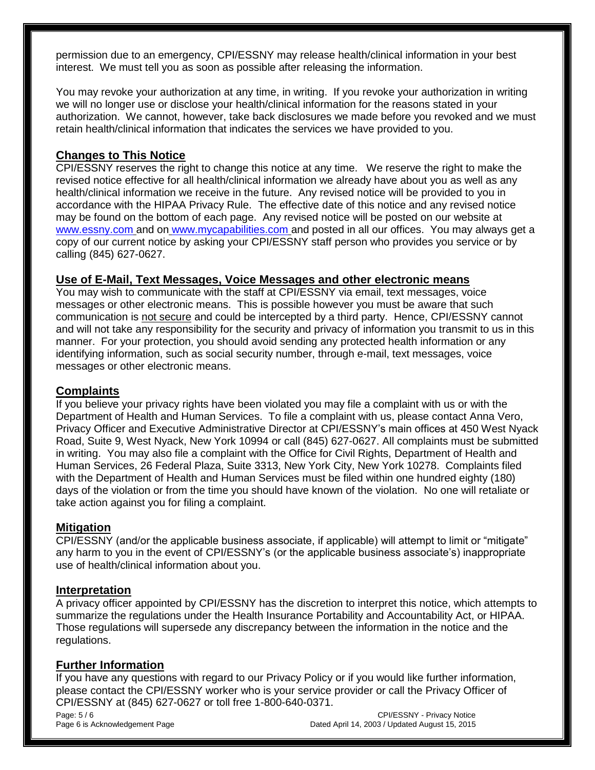permission due to an emergency, CPI/ESSNY may release health/clinical information in your best interest. We must tell you as soon as possible after releasing the information.

You may revoke your authorization at any time, in writing. If you revoke your authorization in writing we will no longer use or disclose your health/clinical information for the reasons stated in your authorization. We cannot, however, take back disclosures we made before you revoked and we must retain health/clinical information that indicates the services we have provided to you.

## Changes to This Notice

CPI/ESSNY reserves the right to change this notice at any time. We reserve the right to make the revised notice effective for all health/clinical information we already have about you as well as any health/clinical information we receive in the future. Any revised notice will be provided to you in accordance with the HIPAA Privacy Rule. The effective date of this notice and any revised notice may be found on the bottom of each page. Any revised notice will be posted on our website at www.essny.com and on www.mycapabilities.com and posted in all our offices. You may always get a copy of our current notice by asking your CPI/ESSNY staff person who provides you service or by calling (845) 627-0627.

## Use of E-Mail, Text Messages, Voice Messages and other electronic means

You may wish to communicate with the staff at CPI/ESSNY via email, text messages, voice messages or other electronic means. This is possible however you must be aware that such communication is not secure and could be intercepted by a third party. Hence, CPI/ESSNY cannot and will not take any responsibility for the security and privacy of information you transmit to us in this manner. For your protection, you should avoid sending any protected health information or any identifying information, such as social security number, through e-mail, text messages, voice messages or other electronic means.

## Complaints

If you believe your privacy rights have been violated you may file a complaint with us or with the Department of Health and Human Services. To file a complaint with us, please contact Anna Vero, Privacy Officer and Executive Administrative Director at CPI/ESSNY's main offices at 450 West Nyack Road, Suite 9, West Nyack, New York 10994 or call (845) 627-0627. All complaints must be submitted in writing. You may also file a complaint with the Office for Civil Rights, Department of Health and Human Services, 26 Federal Plaza, Suite 3313, New York City, New York 10278. Complaints filed with the Department of Health and Human Services must be filed within one hundred eighty (180) days of the violation or from the time you should have known of the violation. No one will retaliate or take action against you for filing a complaint.

## Mitigation

CPI/ESSNY (and/or the applicable business associate, if applicable) will attempt to limit or "mitigate" any harm to you in the event of CPI/ESSNY's (or the applicable business associate's) inappropriate use of health/clinical information about you.

## Interpretation

A privacy officer appointed by CPI/ESSNY has the discretion to interpret this notice, which attempts to summarize the regulations under the Health Insurance Portability and Accountability Act, or HIPAA. Those regulations will supersede any discrepancy between the information in the notice and the regulations.

## Further Information

If you have any questions with regard to our Privacy Policy or if you would like further information, please contact the CPI/ESSNY worker who is your service provider or call the Privacy Officer of CPI/ESSNY at (845) 627-0627 or toll free 1-800-640-0371.

Page 6 is Acknowledgement Page

CPI/ESSNY - Privacy Notice
Dated April 14, 2003 / Updated August 15, 2015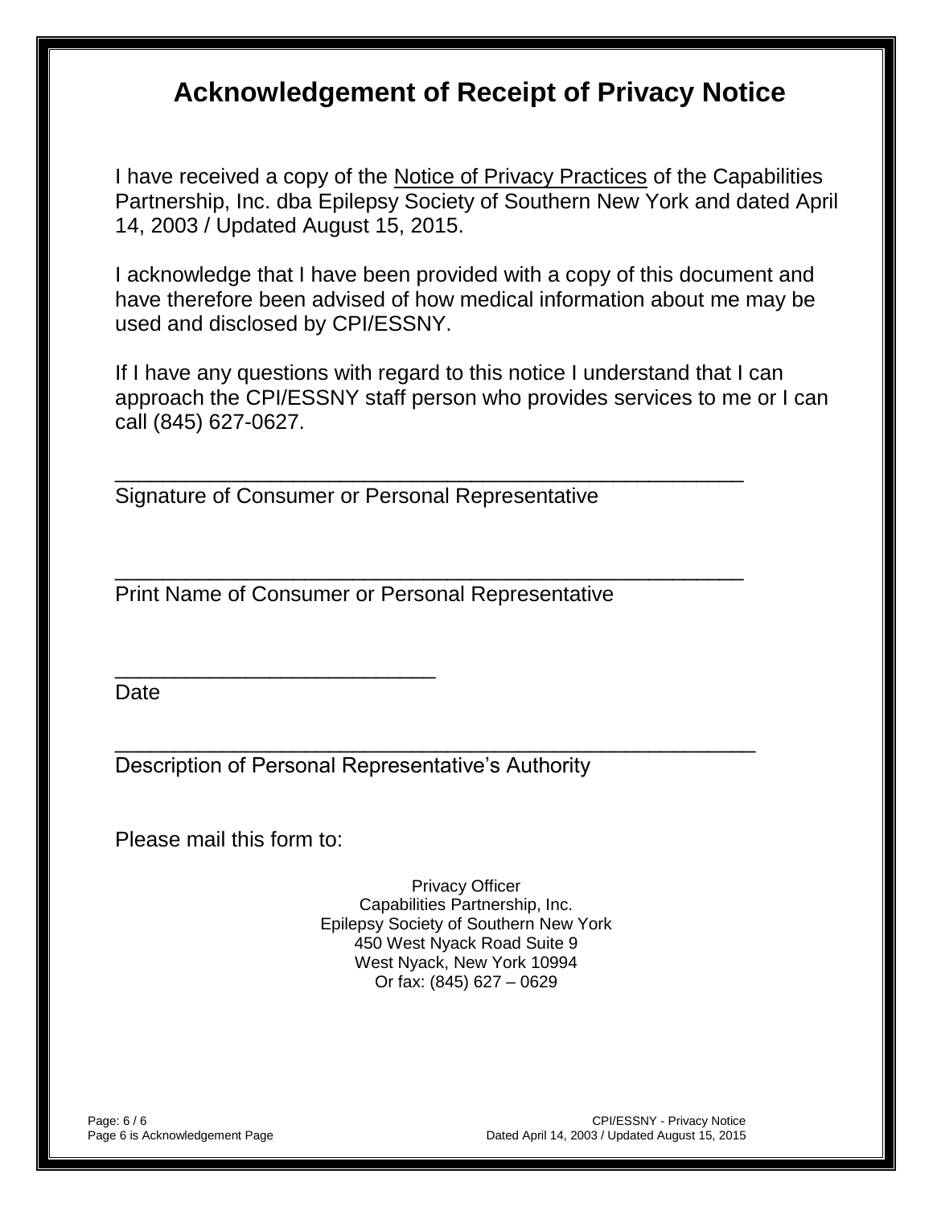# Acknowledgement of Receipt of Privacy Notice

I have received a copy of the Notice of Privacy Practices of the Capabilities Partnership, Inc. dba Epilepsy Society of Southern New York and dated April 14, 2003 / Updated August 15, 2015.

I acknowledge that I have been provided with a copy of this document and have therefore been advised of how medical information about me may be used and disclosed by CPI/ESSNY.

If I have any questions with regard to this notice I understand that I can approach the CPI/ESSNY staff person who provides services to me or I can call (845) 627-0627.

\_\_\_\_\_\_\_\_\_\_\_\_\_\_\_\_\_\_\_\_\_\_\_\_\_\_\_\_\_\_\_\_\_\_\_\_\_\_\_\_\_\_\_\_\_\_\_\_

Signature of Consumer or Personal Representative

\_\_\_\_\_\_\_\_\_\_\_\_\_\_\_\_\_\_\_\_\_\_\_\_\_\_\_\_\_\_\_\_\_\_\_\_\_\_\_\_\_\_\_\_\_\_\_\_

Print Name of Consumer or Personal Representative

\_\_\_\_\_\_\_\_\_\_\_\_\_\_\_\_\_\_\_\_\_\_\_\_\_\_

Date

\_\_\_\_\_\_\_\_\_\_\_\_\_\_\_\_\_\_\_\_\_\_\_\_\_\_\_\_\_\_\_\_\_\_\_\_\_\_\_\_\_\_\_\_\_\_\_\_\_

Description of Personal Representative's Authority

Please mail this form to:

Privacy Officer
Capabilities Partnership, Inc.
Epilepsy Society of Southern New York
450 West Nyack Road Suite 9
West Nyack, New York 10994
Or fax: (845) 627 – 0629

Page 6 is Acknowledgement Page